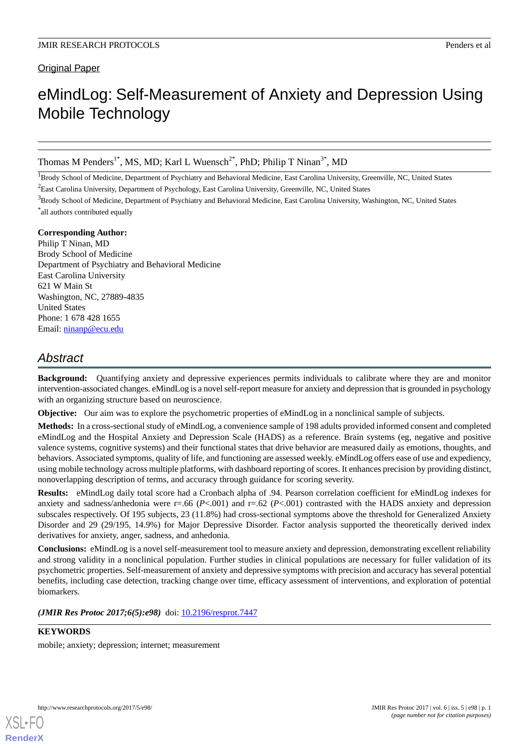Original Paper

# eMindLog: Self-Measurement of Anxiety and Depression Using Mobile Technology

Thomas M Penders[1*], MS, MD; Karl L Wuensch[2*], PhD; Philip T Ninan[3*], MD

[1]Brody School of Medicine, Department of Psychiatry and Behavioral Medicine, East Carolina University, Greenville, NC, United States

[2]East Carolina University, Department of Psychology, East Carolina University, Greenville, NC, United States

[3]Brody School of Medicine, Department of Psychiatry and Behavioral Medicine, East Carolina University, Washington, NC, United States

[*]all authors contributed equally

**Corresponding Author:**
Philip T Ninan, MD
Brody School of Medicine
Department of Psychiatry and Behavioral Medicine
East Carolina University
621 W Main St
Washington, NC, 27889-4835
United States
Phone: 1 678 428 1655
Email: ninanp@ecu.edu

## Abstract

**Background:** Quantifying anxiety and depressive experiences permits individuals to calibrate where they are and monitor intervention-associated changes. eMindLog is a novel self-report measure for anxiety and depression that is grounded in psychology with an organizing structure based on neuroscience.

**Objective:** Our aim was to explore the psychometric properties of eMindLog in a nonclinical sample of subjects.

**Methods:** In a cross-sectional study of eMindLog, a convenience sample of 198 adults provided informed consent and completed eMindLog and the Hospital Anxiety and Depression Scale (HADS) as a reference. Brain systems (eg, negative and positive valence systems, cognitive systems) and their functional states that drive behavior are measured daily as emotions, thoughts, and behaviors. Associated symptoms, quality of life, and functioning are assessed weekly. eMindLog offers ease of use and expediency, using mobile technology across multiple platforms, with dashboard reporting of scores. It enhances precision by providing distinct, nonoverlapping description of terms, and accuracy through guidance for scoring severity.

**Results:** eMindLog daily total score had a Cronbach alpha of .94. Pearson correlation coefficient for eMindLog indexes for anxiety and sadness/anhedonia were r=.66 (*P*<.001) and r=.62 (*P*<.001) contrasted with the HADS anxiety and depression subscales respectively. Of 195 subjects, 23 (11.8%) had cross-sectional symptoms above the threshold for Generalized Anxiety Disorder and 29 (29/195, 14.9%) for Major Depressive Disorder. Factor analysis supported the theoretically derived index derivatives for anxiety, anger, sadness, and anhedonia.

**Conclusions:** eMindLog is a novel self-measurement tool to measure anxiety and depression, demonstrating excellent reliability and strong validity in a nonclinical population. Further studies in clinical populations are necessary for fuller validation of its psychometric properties. Self-measurement of anxiety and depressive symptoms with precision and accuracy has several potential benefits, including case detection, tracking change over time, efficacy assessment of interventions, and exploration of potential biomarkers.

***(JMIR Res Protoc 2017;6(5):e98)*** doi: 10.2196/resprot.7447

**KEYWORDS**

mobile; anxiety; depression; internet; measurement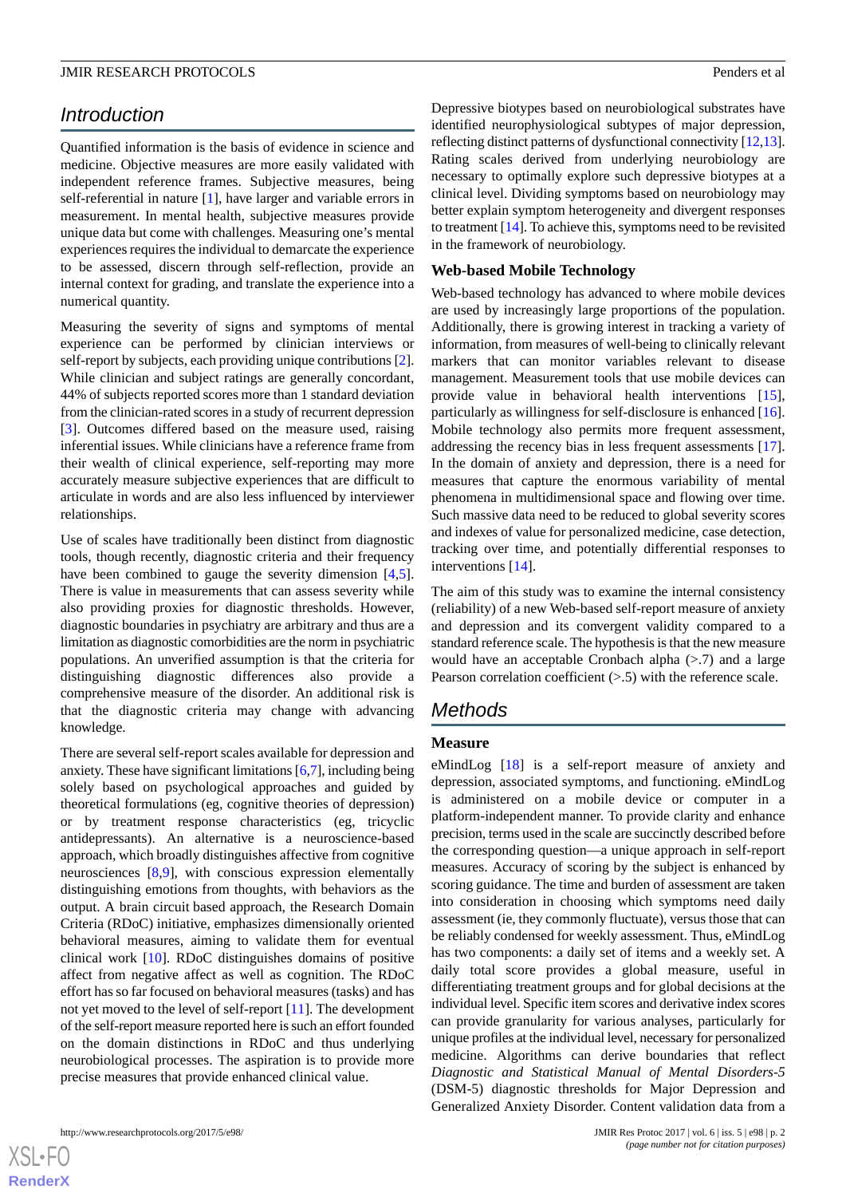## Introduction

Quantified information is the basis of evidence in science and medicine. Objective measures are more easily validated with independent reference frames. Subjective measures, being self-referential in nature [1], have larger and variable errors in measurement. In mental health, subjective measures provide unique data but come with challenges. Measuring one's mental experiences requires the individual to demarcate the experience to be assessed, discern through self-reflection, provide an internal context for grading, and translate the experience into a numerical quantity.

Measuring the severity of signs and symptoms of mental experience can be performed by clinician interviews or self-report by subjects, each providing unique contributions [2]. While clinician and subject ratings are generally concordant, 44% of subjects reported scores more than 1 standard deviation from the clinician-rated scores in a study of recurrent depression [3]. Outcomes differed based on the measure used, raising inferential issues. While clinicians have a reference frame from their wealth of clinical experience, self-reporting may more accurately measure subjective experiences that are difficult to articulate in words and are also less influenced by interviewer relationships.

Use of scales have traditionally been distinct from diagnostic tools, though recently, diagnostic criteria and their frequency have been combined to gauge the severity dimension [4,5]. There is value in measurements that can assess severity while also providing proxies for diagnostic thresholds. However, diagnostic boundaries in psychiatry are arbitrary and thus are a limitation as diagnostic comorbidities are the norm in psychiatric populations. An unverified assumption is that the criteria for distinguishing diagnostic differences also provide a comprehensive measure of the disorder. An additional risk is that the diagnostic criteria may change with advancing knowledge.

There are several self-report scales available for depression and anxiety. These have significant limitations [6,7], including being solely based on psychological approaches and guided by theoretical formulations (eg, cognitive theories of depression) or by treatment response characteristics (eg, tricyclic antidepressants). An alternative is a neuroscience-based approach, which broadly distinguishes affective from cognitive neurosciences [8,9], with conscious expression elementally distinguishing emotions from thoughts, with behaviors as the output. A brain circuit based approach, the Research Domain Criteria (RDoC) initiative, emphasizes dimensionally oriented behavioral measures, aiming to validate them for eventual clinical work [10]. RDoC distinguishes domains of positive affect from negative affect as well as cognition. The RDoC effort has so far focused on behavioral measures (tasks) and has not yet moved to the level of self-report [11]. The development of the self-report measure reported here is such an effort founded on the domain distinctions in RDoC and thus underlying neurobiological processes. The aspiration is to provide more precise measures that provide enhanced clinical value.

Depressive biotypes based on neurobiological substrates have identified neurophysiological subtypes of major depression, reflecting distinct patterns of dysfunctional connectivity [12,13]. Rating scales derived from underlying neurobiology are necessary to optimally explore such depressive biotypes at a clinical level. Dividing symptoms based on neurobiology may better explain symptom heterogeneity and divergent responses to treatment [14]. To achieve this, symptoms need to be revisited in the framework of neurobiology.

### Web-based Mobile Technology

Web-based technology has advanced to where mobile devices are used by increasingly large proportions of the population. Additionally, there is growing interest in tracking a variety of information, from measures of well-being to clinically relevant markers that can monitor variables relevant to disease management. Measurement tools that use mobile devices can provide value in behavioral health interventions [15], particularly as willingness for self-disclosure is enhanced [16]. Mobile technology also permits more frequent assessment, addressing the recency bias in less frequent assessments [17]. In the domain of anxiety and depression, there is a need for measures that capture the enormous variability of mental phenomena in multidimensional space and flowing over time. Such massive data need to be reduced to global severity scores and indexes of value for personalized medicine, case detection, tracking over time, and potentially differential responses to interventions [14].

The aim of this study was to examine the internal consistency (reliability) of a new Web-based self-report measure of anxiety and depression and its convergent validity compared to a standard reference scale. The hypothesis is that the new measure would have an acceptable Cronbach alpha (>.7) and a large Pearson correlation coefficient (>.5) with the reference scale.

## Methods

### Measure

eMindLog [18] is a self-report measure of anxiety and depression, associated symptoms, and functioning. eMindLog is administered on a mobile device or computer in a platform-independent manner. To provide clarity and enhance precision, terms used in the scale are succinctly described before the corresponding question—a unique approach in self-report measures. Accuracy of scoring by the subject is enhanced by scoring guidance. The time and burden of assessment are taken into consideration in choosing which symptoms need daily assessment (ie, they commonly fluctuate), versus those that can be reliably condensed for weekly assessment. Thus, eMindLog has two components: a daily set of items and a weekly set. A daily total score provides a global measure, useful in differentiating treatment groups and for global decisions at the individual level. Specific item scores and derivative index scores can provide granularity for various analyses, particularly for unique profiles at the individual level, necessary for personalized medicine. Algorithms can derive boundaries that reflect *Diagnostic and Statistical Manual of Mental Disorders-5* (DSM-5) diagnostic thresholds for Major Depression and Generalized Anxiety Disorder. Content validation data from a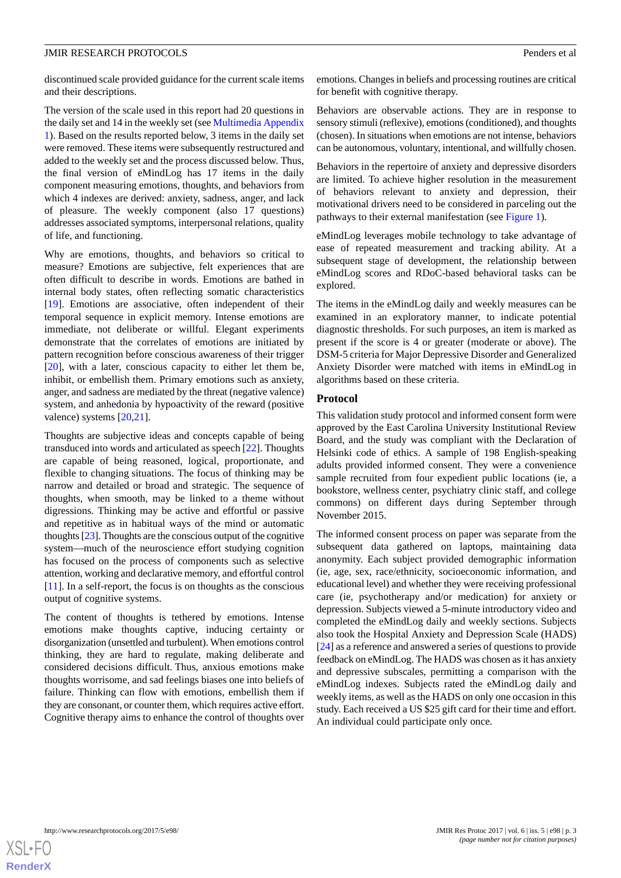discontinued scale provided guidance for the current scale items and their descriptions.

The version of the scale used in this report had 20 questions in the daily set and 14 in the weekly set (see Multimedia Appendix 1). Based on the results reported below, 3 items in the daily set were removed. These items were subsequently restructured and added to the weekly set and the process discussed below. Thus, the final version of eMindLog has 17 items in the daily component measuring emotions, thoughts, and behaviors from which 4 indexes are derived: anxiety, sadness, anger, and lack of pleasure. The weekly component (also 17 questions) addresses associated symptoms, interpersonal relations, quality of life, and functioning.

Why are emotions, thoughts, and behaviors so critical to measure? Emotions are subjective, felt experiences that are often difficult to describe in words. Emotions are bathed in internal body states, often reflecting somatic characteristics [19]. Emotions are associative, often independent of their temporal sequence in explicit memory. Intense emotions are immediate, not deliberate or willful. Elegant experiments demonstrate that the correlates of emotions are initiated by pattern recognition before conscious awareness of their trigger [20], with a later, conscious capacity to either let them be, inhibit, or embellish them. Primary emotions such as anxiety, anger, and sadness are mediated by the threat (negative valence) system, and anhedonia by hypoactivity of the reward (positive valence) systems [20,21].

Thoughts are subjective ideas and concepts capable of being transduced into words and articulated as speech [22]. Thoughts are capable of being reasoned, logical, proportionate, and flexible to changing situations. The focus of thinking may be narrow and detailed or broad and strategic. The sequence of thoughts, when smooth, may be linked to a theme without digressions. Thinking may be active and effortful or passive and repetitive as in habitual ways of the mind or automatic thoughts [23]. Thoughts are the conscious output of the cognitive system—much of the neuroscience effort studying cognition has focused on the process of components such as selective attention, working and declarative memory, and effortful control [11]. In a self-report, the focus is on thoughts as the conscious output of cognitive systems.

The content of thoughts is tethered by emotions. Intense emotions make thoughts captive, inducing certainty or disorganization (unsettled and turbulent). When emotions control thinking, they are hard to regulate, making deliberate and considered decisions difficult. Thus, anxious emotions make thoughts worrisome, and sad feelings biases one into beliefs of failure. Thinking can flow with emotions, embellish them if they are consonant, or counter them, which requires active effort. Cognitive therapy aims to enhance the control of thoughts over emotions. Changes in beliefs and processing routines are critical for benefit with cognitive therapy.

Behaviors are observable actions. They are in response to sensory stimuli (reflexive), emotions (conditioned), and thoughts (chosen). In situations when emotions are not intense, behaviors can be autonomous, voluntary, intentional, and willfully chosen.

Behaviors in the repertoire of anxiety and depressive disorders are limited. To achieve higher resolution in the measurement of behaviors relevant to anxiety and depression, their motivational drivers need to be considered in parceling out the pathways to their external manifestation (see Figure 1).

eMindLog leverages mobile technology to take advantage of ease of repeated measurement and tracking ability. At a subsequent stage of development, the relationship between eMindLog scores and RDoC-based behavioral tasks can be explored.

The items in the eMindLog daily and weekly measures can be examined in an exploratory manner, to indicate potential diagnostic thresholds. For such purposes, an item is marked as present if the score is 4 or greater (moderate or above). The DSM-5 criteria for Major Depressive Disorder and Generalized Anxiety Disorder were matched with items in eMindLog in algorithms based on these criteria.

## Protocol

This validation study protocol and informed consent form were approved by the East Carolina University Institutional Review Board, and the study was compliant with the Declaration of Helsinki code of ethics. A sample of 198 English-speaking adults provided informed consent. They were a convenience sample recruited from four expedient public locations (ie, a bookstore, wellness center, psychiatry clinic staff, and college commons) on different days during September through November 2015.

The informed consent process on paper was separate from the subsequent data gathered on laptops, maintaining data anonymity. Each subject provided demographic information (ie, age, sex, race/ethnicity, socioeconomic information, and educational level) and whether they were receiving professional care (ie, psychotherapy and/or medication) for anxiety or depression. Subjects viewed a 5-minute introductory video and completed the eMindLog daily and weekly sections. Subjects also took the Hospital Anxiety and Depression Scale (HADS) [24] as a reference and answered a series of questions to provide feedback on eMindLog. The HADS was chosen as it has anxiety and depressive subscales, permitting a comparison with the eMindLog indexes. Subjects rated the eMindLog daily and weekly items, as well as the HADS on only one occasion in this study. Each received a US $25 gift card for their time and effort. An individual could participate only once.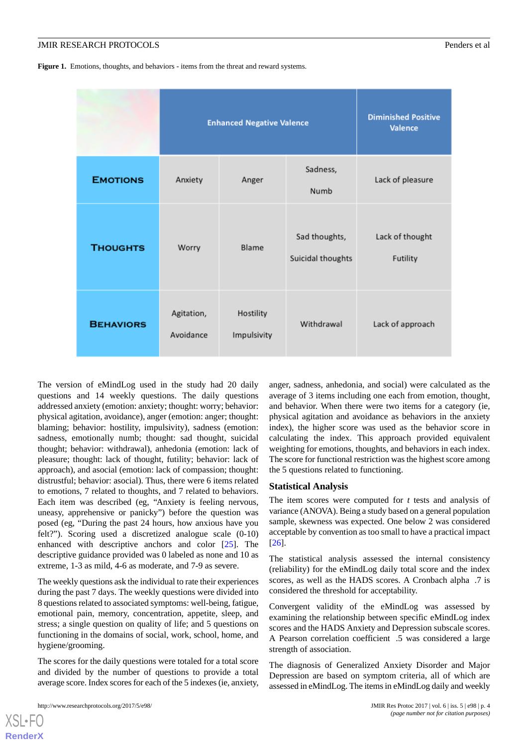**Figure 1.** Emotions, thoughts, and behaviors - items from the threat and reward systems.

| | Enhanced Negative Valence | | | Diminished Positive Valence |
|---|---|---|---|---|
| **Emotions** | Anxiety | Anger | Sadness, Numb | Lack of pleasure |
| **Thoughts** | Worry | Blame | Sad thoughts, Suicidal thoughts | Lack of thought, Futility |
| **Behaviors** | Agitation, Avoidance | Hostility, Impulsivity | Withdrawal | Lack of approach |

The version of eMindLog used in the study had 20 daily questions and 14 weekly questions. The daily questions addressed anxiety (emotion: anxiety; thought: worry; behavior: physical agitation, avoidance), anger (emotion: anger; thought: blaming; behavior: hostility, impulsivity), sadness (emotion: sadness, emotionally numb; thought: sad thought, suicidal thought; behavior: withdrawal), anhedonia (emotion: lack of pleasure; thought: lack of thought, futility; behavior: lack of approach), and asocial (emotion: lack of compassion; thought: distrustful; behavior: asocial). Thus, there were 6 items related to emotions, 7 related to thoughts, and 7 related to behaviors. Each item was described (eg, "Anxiety is feeling nervous, uneasy, apprehensive or panicky") before the question was posed (eg, "During the past 24 hours, how anxious have you felt?"). Scoring used a discretized analogue scale (0-10) enhanced with descriptive anchors and color [25]. The descriptive guidance provided was 0 labeled as none and 10 as extreme, 1-3 as mild, 4-6 as moderate, and 7-9 as severe.

The weekly questions ask the individual to rate their experiences during the past 7 days. The weekly questions were divided into 8 questions related to associated symptoms: well-being, fatigue, emotional pain, memory, concentration, appetite, sleep, and stress; a single question on quality of life; and 5 questions on functioning in the domains of social, work, school, home, and hygiene/grooming.

The scores for the daily questions were totaled for a total score and divided by the number of questions to provide a total average score. Index scores for each of the 5 indexes (ie, anxiety, anger, sadness, anhedonia, and social) were calculated as the average of 3 items including one each from emotion, thought, and behavior. When there were two items for a category (ie, physical agitation and avoidance as behaviors in the anxiety index), the higher score was used as the behavior score in calculating the index. This approach provided equivalent weighting for emotions, thoughts, and behaviors in each index. The score for functional restriction was the highest score among the 5 questions related to functioning.

## Statistical Analysis

The item scores were computed for *t* tests and analysis of variance (ANOVA). Being a study based on a general population sample, skewness was expected. One below 2 was considered acceptable by convention as too small to have a practical impact [26].

The statistical analysis assessed the internal consistency (reliability) for the eMindLog daily total score and the index scores, as well as the HADS scores. A Cronbach alpha .7 is considered the threshold for acceptability.

Convergent validity of the eMindLog was assessed by examining the relationship between specific eMindLog index scores and the HADS Anxiety and Depression subscale scores. A Pearson correlation coefficient .5 was considered a large strength of association.

The diagnosis of Generalized Anxiety Disorder and Major Depression are based on symptom criteria, all of which are assessed in eMindLog. The items in eMindLog daily and weekly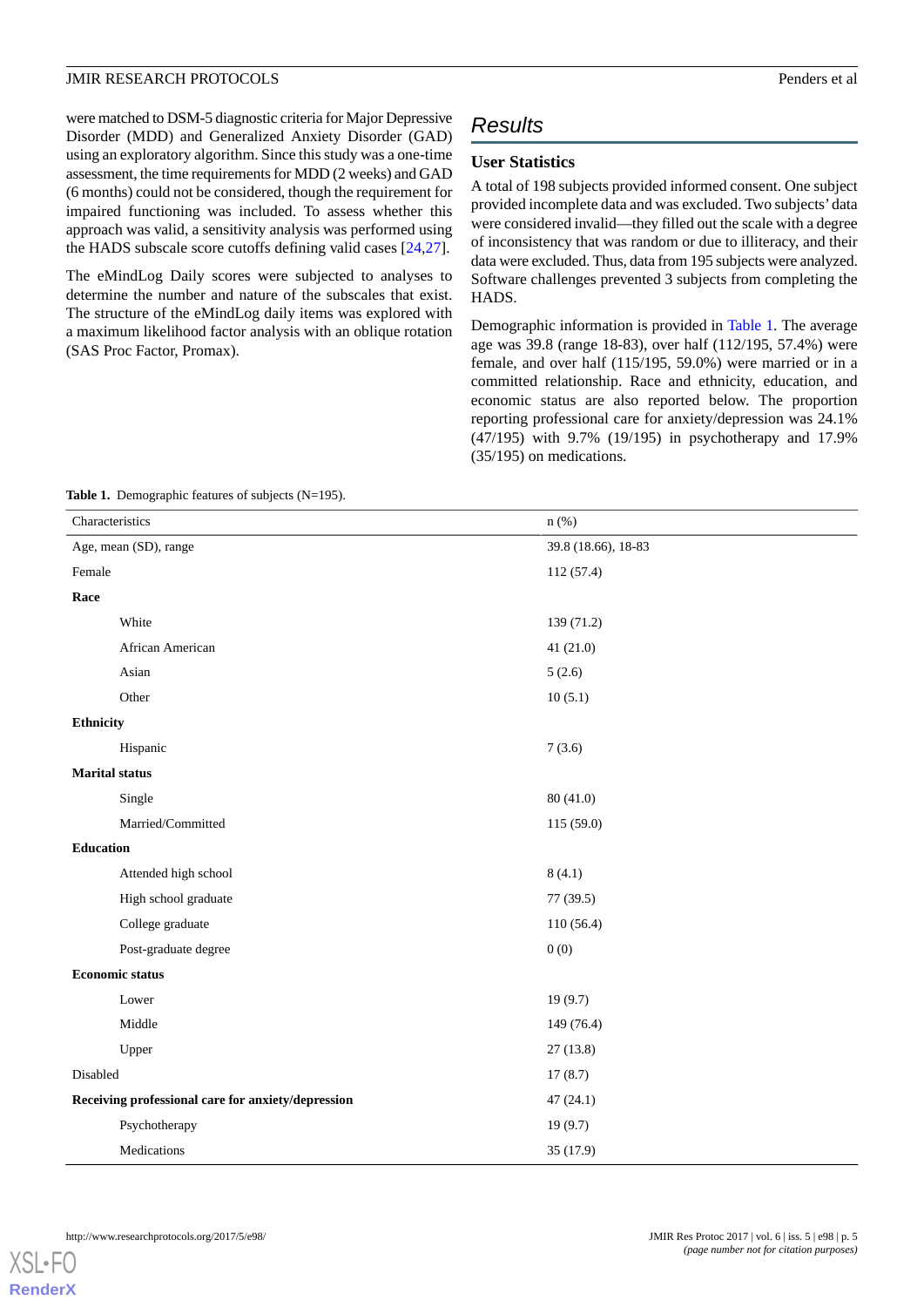were matched to DSM-5 diagnostic criteria for Major Depressive Disorder (MDD) and Generalized Anxiety Disorder (GAD) using an exploratory algorithm. Since this study was a one-time assessment, the time requirements for MDD (2 weeks) and GAD (6 months) could not be considered, though the requirement for impaired functioning was included. To assess whether this approach was valid, a sensitivity analysis was performed using the HADS subscale score cutoffs defining valid cases [24,27].

The eMindLog Daily scores were subjected to analyses to determine the number and nature of the subscales that exist. The structure of the eMindLog daily items was explored with a maximum likelihood factor analysis with an oblique rotation (SAS Proc Factor, Promax).

## Results

### User Statistics

A total of 198 subjects provided informed consent. One subject provided incomplete data and was excluded. Two subjects' data were considered invalid—they filled out the scale with a degree of inconsistency that was random or due to illiteracy, and their data were excluded. Thus, data from 195 subjects were analyzed. Software challenges prevented 3 subjects from completing the HADS.

Demographic information is provided in Table 1. The average age was 39.8 (range 18-83), over half (112/195, 57.4%) were female, and over half (115/195, 59.0%) were married or in a committed relationship. Race and ethnicity, education, and economic status are also reported below. The proportion reporting professional care for anxiety/depression was 24.1% (47/195) with 9.7% (19/195) in psychotherapy and 17.9% (35/195) on medications.

**Table 1.** Demographic features of subjects (N=195).

| Characteristics | n (%) |
|---|---|
| Age, mean (SD), range | 39.8 (18.66), 18-83 |
| Female | 112 (57.4) |
| **Race** | |
| White | 139 (71.2) |
| African American | 41 (21.0) |
| Asian | 5 (2.6) |
| Other | 10 (5.1) |
| **Ethnicity** | |
| Hispanic | 7 (3.6) |
| **Marital status** | |
| Single | 80 (41.0) |
| Married/Committed | 115 (59.0) |
| **Education** | |
| Attended high school | 8 (4.1) |
| High school graduate | 77 (39.5) |
| College graduate | 110 (56.4) |
| Post-graduate degree | 0 (0) |
| **Economic status** | |
| Lower | 19 (9.7) |
| Middle | 149 (76.4) |
| Upper | 27 (13.8) |
| Disabled | 17 (8.7) |
| **Receiving professional care for anxiety/depression** | 47 (24.1) |
| Psychotherapy | 19 (9.7) |
| Medications | 35 (17.9) |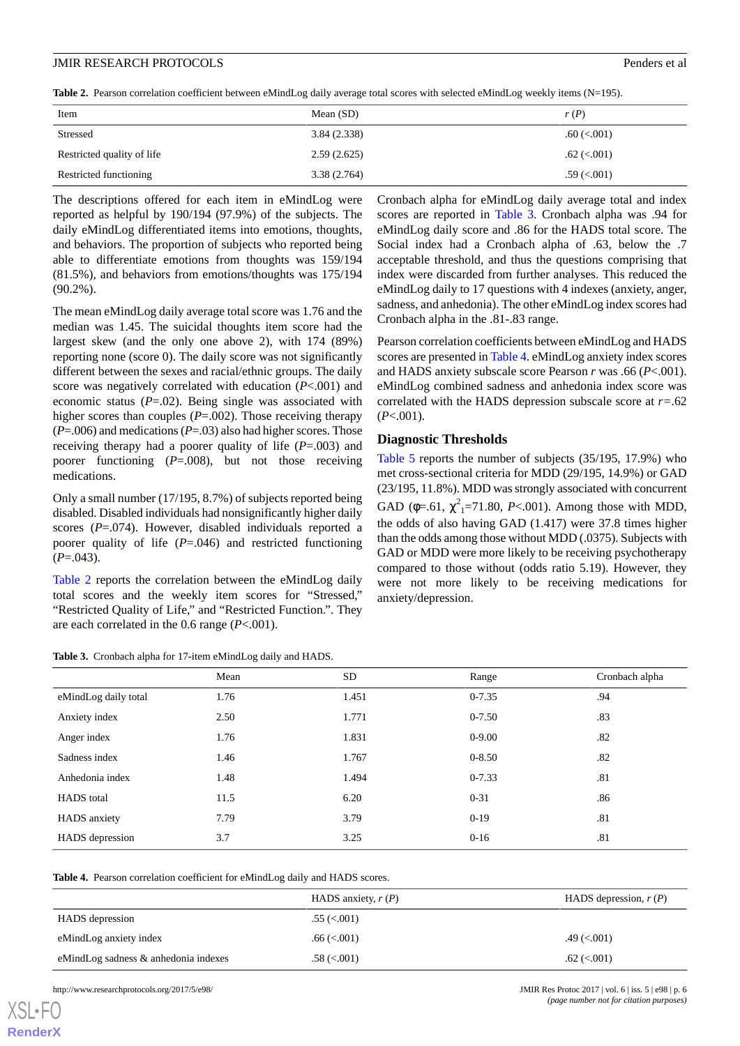**Table 2.** Pearson correlation coefficient between eMindLog daily average total scores with selected eMindLog weekly items (N=195).

| Item | Mean (SD) | *r* (*P*) |
|---|---|---|
| Stressed | 3.84 (2.338) | .60 (<.001) |
| Restricted quality of life | 2.59 (2.625) | .62 (<.001) |
| Restricted functioning | 3.38 (2.764) | .59 (<.001) |

The descriptions offered for each item in eMindLog were reported as helpful by 190/194 (97.9%) of the subjects. The daily eMindLog differentiated items into emotions, thoughts, and behaviors. The proportion of subjects who reported being able to differentiate emotions from thoughts was 159/194 (81.5%), and behaviors from emotions/thoughts was 175/194 (90.2%).

The mean eMindLog daily average total score was 1.76 and the median was 1.45. The suicidal thoughts item score had the largest skew (and the only one above 2), with 174 (89%) reporting none (score 0). The daily score was not significantly different between the sexes and racial/ethnic groups. The daily score was negatively correlated with education (*P*<.001) and economic status (*P*=.02). Being single was associated with higher scores than couples (*P*=.002). Those receiving therapy (*P*=.006) and medications (*P*=.03) also had higher scores. Those receiving therapy had a poorer quality of life (*P*=.003) and poorer functioning (*P*=.008), but not those receiving medications.

Only a small number (17/195, 8.7%) of subjects reported being disabled. Disabled individuals had nonsignificantly higher daily scores (*P*=.074). However, disabled individuals reported a poorer quality of life (*P*=.046) and restricted functioning (*P*=.043).

Table 2 reports the correlation between the eMindLog daily total scores and the weekly item scores for "Stressed," "Restricted Quality of Life," and "Restricted Function.". They are each correlated in the 0.6 range (*P*<.001).

Cronbach alpha for eMindLog daily average total and index scores are reported in Table 3. Cronbach alpha was .94 for eMindLog daily score and .86 for the HADS total score. The Social index had a Cronbach alpha of .63, below the .7 acceptable threshold, and thus the questions comprising that index were discarded from further analyses. This reduced the eMindLog daily to 17 questions with 4 indexes (anxiety, anger, sadness, and anhedonia). The other eMindLog index scores had Cronbach alpha in the .81-.83 range.

Pearson correlation coefficients between eMindLog and HADS scores are presented in Table 4. eMindLog anxiety index scores and HADS anxiety subscale score Pearson *r* was .66 (*P*<.001). eMindLog combined sadness and anhedonia index score was correlated with the HADS depression subscale score at *r*=.62 (*P*<.001).

## Diagnostic Thresholds

Table 5 reports the number of subjects (35/195, 17.9%) who met cross-sectional criteria for MDD (29/195, 14.9%) or GAD (23/195, 11.8%). MDD was strongly associated with concurrent GAD ($\varphi$=.61, $\chi^2_1$=71.80, *P*<.001). Among those with MDD, the odds of also having GAD (1.417) were 37.8 times higher than the odds among those without MDD (.0375). Subjects with GAD or MDD were more likely to be receiving psychotherapy compared to those without (odds ratio 5.19). However, they were not more likely to be receiving medications for anxiety/depression.

**Table 3.** Cronbach alpha for 17-item eMindLog daily and HADS.

| | Mean | SD | Range | Cronbach alpha |
|---|---|---|---|---|
| eMindLog daily total | 1.76 | 1.451 | 0-7.35 | .94 |
| Anxiety index | 2.50 | 1.771 | 0-7.50 | .83 |
| Anger index | 1.76 | 1.831 | 0-9.00 | .82 |
| Sadness index | 1.46 | 1.767 | 0-8.50 | .82 |
| Anhedonia index | 1.48 | 1.494 | 0-7.33 | .81 |
| HADS total | 11.5 | 6.20 | 0-31 | .86 |
| HADS anxiety | 7.79 | 3.79 | 0-19 | .81 |
| HADS depression | 3.7 | 3.25 | 0-16 | .81 |

**Table 4.** Pearson correlation coefficient for eMindLog daily and HADS scores.

| | HADS anxiety, *r* (*P*) | HADS depression, *r* (*P*) |
|---|---|---|
| HADS depression | .55 (<.001) | |
| eMindLog anxiety index | .66 (<.001) | .49 (<.001) |
| eMindLog sadness & anhedonia indexes | .58 (<.001) | .62 (<.001) |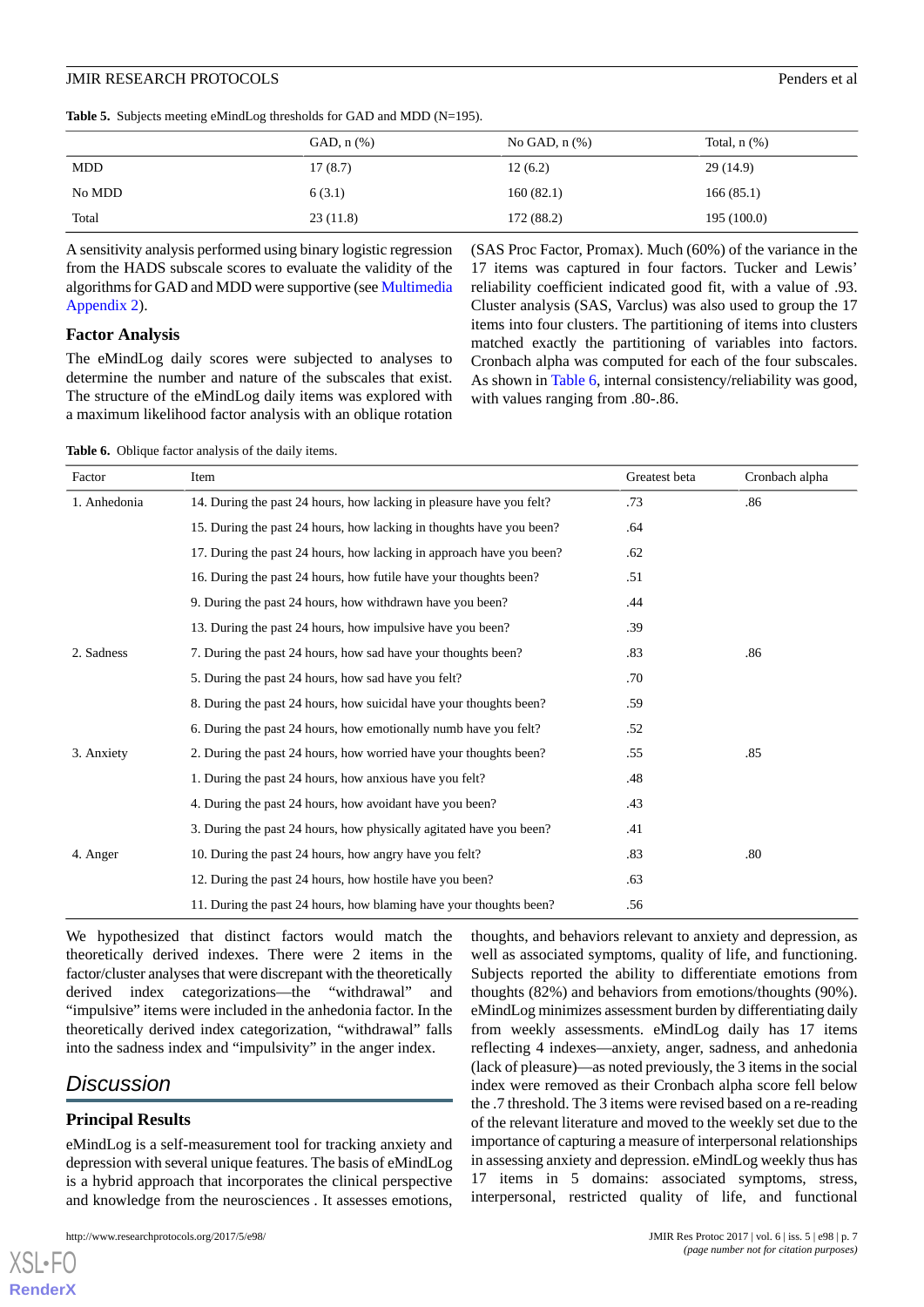**Table 5.** Subjects meeting eMindLog thresholds for GAD and MDD (N=195).

| | GAD, n (%) | No GAD, n (%) | Total, n (%) |
|---|---|---|---|
| MDD | 17 (8.7) | 12 (6.2) | 29 (14.9) |
| No MDD | 6 (3.1) | 160 (82.1) | 166 (85.1) |
| Total | 23 (11.8) | 172 (88.2) | 195 (100.0) |

A sensitivity analysis performed using binary logistic regression from the HADS subscale scores to evaluate the validity of the algorithms for GAD and MDD were supportive (see Multimedia Appendix 2).

### Factor Analysis

The eMindLog daily scores were subjected to analyses to determine the number and nature of the subscales that exist. The structure of the eMindLog daily items was explored with a maximum likelihood factor analysis with an oblique rotation (SAS Proc Factor, Promax). Much (60%) of the variance in the 17 items was captured in four factors. Tucker and Lewis' reliability coefficient indicated good fit, with a value of .93. Cluster analysis (SAS, Varclus) was also used to group the 17 items into four clusters. The partitioning of items into clusters matched exactly the partitioning of variables into factors. Cronbach alpha was computed for each of the four subscales. As shown in Table 6, internal consistency/reliability was good, with values ranging from .80-.86.

**Table 6.** Oblique factor analysis of the daily items.

| Factor | Item | Greatest beta | Cronbach alpha |
|---|---|---|---|
| 1. Anhedonia | 14. During the past 24 hours, how lacking in pleasure have you felt? | .73 | .86 |
| | 15. During the past 24 hours, how lacking in thoughts have you been? | .64 | |
| | 17. During the past 24 hours, how lacking in approach have you been? | .62 | |
| | 16. During the past 24 hours, how futile have your thoughts been? | .51 | |
| | 9. During the past 24 hours, how withdrawn have you been? | .44 | |
| | 13. During the past 24 hours, how impulsive have you been? | .39 | |
| 2. Sadness | 7. During the past 24 hours, how sad have your thoughts been? | .83 | .86 |
| | 5. During the past 24 hours, how sad have you felt? | .70 | |
| | 8. During the past 24 hours, how suicidal have your thoughts been? | .59 | |
| | 6. During the past 24 hours, how emotionally numb have you felt? | .52 | |
| 3. Anxiety | 2. During the past 24 hours, how worried have your thoughts been? | .55 | .85 |
| | 1. During the past 24 hours, how anxious have you felt? | .48 | |
| | 4. During the past 24 hours, how avoidant have you been? | .43 | |
| | 3. During the past 24 hours, how physically agitated have you been? | .41 | |
| 4. Anger | 10. During the past 24 hours, how angry have you felt? | .83 | .80 |
| | 12. During the past 24 hours, how hostile have you been? | .63 | |
| | 11. During the past 24 hours, how blaming have your thoughts been? | .56 | |

We hypothesized that distinct factors would match the theoretically derived indexes. There were 2 items in the factor/cluster analyses that were discrepant with the theoretically derived index categorizations—the "withdrawal" and "impulsive" items were included in the anhedonia factor. In the theoretically derived index categorization, "withdrawal" falls into the sadness index and "impulsivity" in the anger index.

## Discussion

### Principal Results

eMindLog is a self-measurement tool for tracking anxiety and depression with several unique features. The basis of eMindLog is a hybrid approach that incorporates the clinical perspective and knowledge from the neurosciences . It assesses emotions, thoughts, and behaviors relevant to anxiety and depression, as well as associated symptoms, quality of life, and functioning. Subjects reported the ability to differentiate emotions from thoughts (82%) and behaviors from emotions/thoughts (90%). eMindLog minimizes assessment burden by differentiating daily from weekly assessments. eMindLog daily has 17 items reflecting 4 indexes—anxiety, anger, sadness, and anhedonia (lack of pleasure)—as noted previously, the 3 items in the social index were removed as their Cronbach alpha score fell below the .7 threshold. The 3 items were revised based on a re-reading of the relevant literature and moved to the weekly set due to the importance of capturing a measure of interpersonal relationships in assessing anxiety and depression. eMindLog weekly thus has 17 items in 5 domains: associated symptoms, stress, interpersonal, restricted quality of life, and functional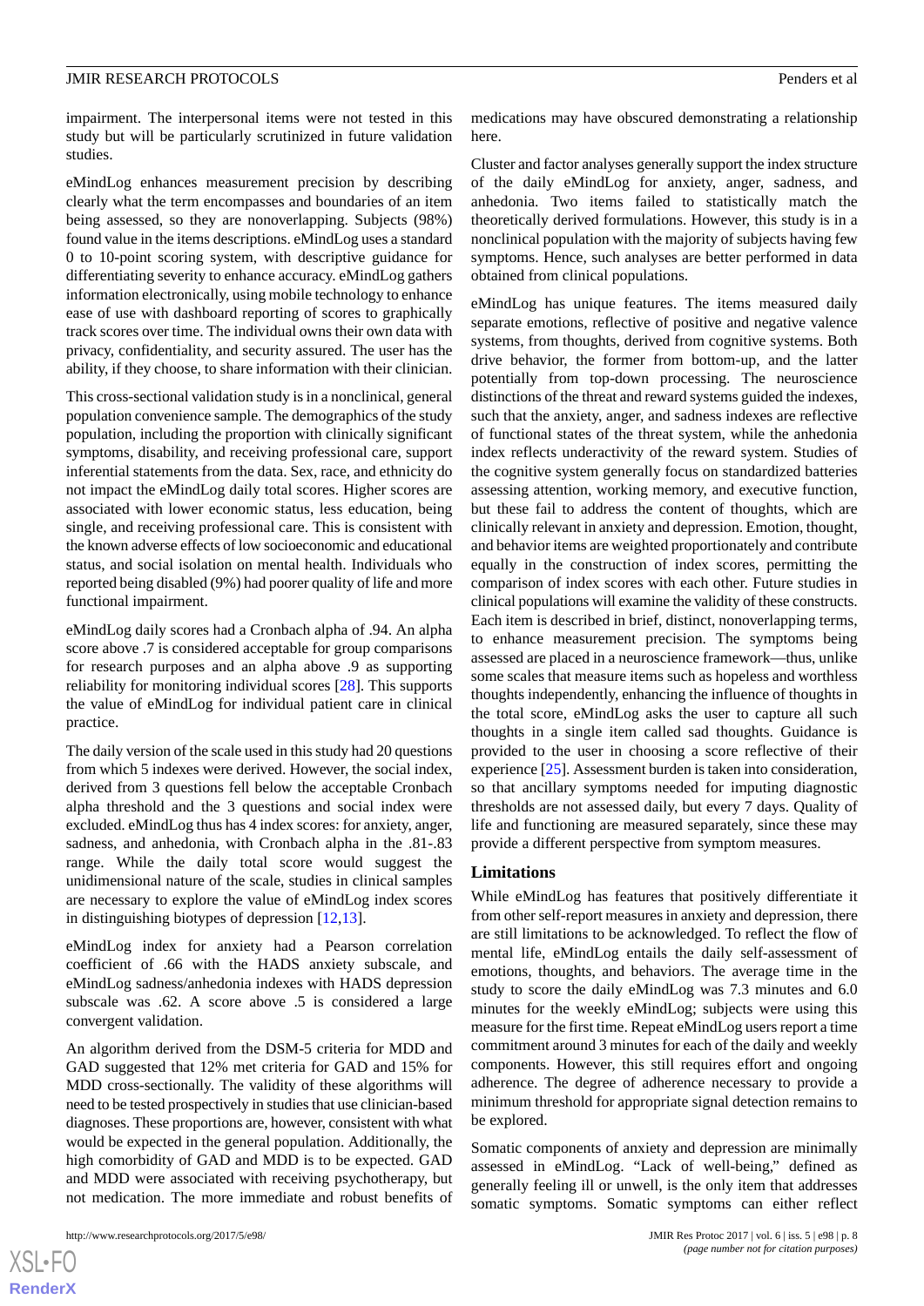impairment. The interpersonal items were not tested in this study but will be particularly scrutinized in future validation studies.

eMindLog enhances measurement precision by describing clearly what the term encompasses and boundaries of an item being assessed, so they are nonoverlapping. Subjects (98%) found value in the items descriptions. eMindLog uses a standard 0 to 10-point scoring system, with descriptive guidance for differentiating severity to enhance accuracy. eMindLog gathers information electronically, using mobile technology to enhance ease of use with dashboard reporting of scores to graphically track scores over time. The individual owns their own data with privacy, confidentiality, and security assured. The user has the ability, if they choose, to share information with their clinician.

This cross-sectional validation study is in a nonclinical, general population convenience sample. The demographics of the study population, including the proportion with clinically significant symptoms, disability, and receiving professional care, support inferential statements from the data. Sex, race, and ethnicity do not impact the eMindLog daily total scores. Higher scores are associated with lower economic status, less education, being single, and receiving professional care. This is consistent with the known adverse effects of low socioeconomic and educational status, and social isolation on mental health. Individuals who reported being disabled (9%) had poorer quality of life and more functional impairment.

eMindLog daily scores had a Cronbach alpha of .94. An alpha score above .7 is considered acceptable for group comparisons for research purposes and an alpha above .9 as supporting reliability for monitoring individual scores [28]. This supports the value of eMindLog for individual patient care in clinical practice.

The daily version of the scale used in this study had 20 questions from which 5 indexes were derived. However, the social index, derived from 3 questions fell below the acceptable Cronbach alpha threshold and the 3 questions and social index were excluded. eMindLog thus has 4 index scores: for anxiety, anger, sadness, and anhedonia, with Cronbach alpha in the .81-.83 range. While the daily total score would suggest the unidimensional nature of the scale, studies in clinical samples are necessary to explore the value of eMindLog index scores in distinguishing biotypes of depression [12,13].

eMindLog index for anxiety had a Pearson correlation coefficient of .66 with the HADS anxiety subscale, and eMindLog sadness/anhedonia indexes with HADS depression subscale was .62. A score above .5 is considered a large convergent validation.

An algorithm derived from the DSM-5 criteria for MDD and GAD suggested that 12% met criteria for GAD and 15% for MDD cross-sectionally. The validity of these algorithms will need to be tested prospectively in studies that use clinician-based diagnoses. These proportions are, however, consistent with what would be expected in the general population. Additionally, the high comorbidity of GAD and MDD is to be expected. GAD and MDD were associated with receiving psychotherapy, but not medication. The more immediate and robust benefits of medications may have obscured demonstrating a relationship here.

Cluster and factor analyses generally support the index structure of the daily eMindLog for anxiety, anger, sadness, and anhedonia. Two items failed to statistically match the theoretically derived formulations. However, this study is in a nonclinical population with the majority of subjects having few symptoms. Hence, such analyses are better performed in data obtained from clinical populations.

eMindLog has unique features. The items measured daily separate emotions, reflective of positive and negative valence systems, from thoughts, derived from cognitive systems. Both drive behavior, the former from bottom-up, and the latter potentially from top-down processing. The neuroscience distinctions of the threat and reward systems guided the indexes, such that the anxiety, anger, and sadness indexes are reflective of functional states of the threat system, while the anhedonia index reflects underactivity of the reward system. Studies of the cognitive system generally focus on standardized batteries assessing attention, working memory, and executive function, but these fail to address the content of thoughts, which are clinically relevant in anxiety and depression. Emotion, thought, and behavior items are weighted proportionately and contribute equally in the construction of index scores, permitting the comparison of index scores with each other. Future studies in clinical populations will examine the validity of these constructs. Each item is described in brief, distinct, nonoverlapping terms, to enhance measurement precision. The symptoms being assessed are placed in a neuroscience framework—thus, unlike some scales that measure items such as hopeless and worthless thoughts independently, enhancing the influence of thoughts in the total score, eMindLog asks the user to capture all such thoughts in a single item called sad thoughts. Guidance is provided to the user in choosing a score reflective of their experience [25]. Assessment burden is taken into consideration, so that ancillary symptoms needed for imputing diagnostic thresholds are not assessed daily, but every 7 days. Quality of life and functioning are measured separately, since these may provide a different perspective from symptom measures.

### Limitations

While eMindLog has features that positively differentiate it from other self-report measures in anxiety and depression, there are still limitations to be acknowledged. To reflect the flow of mental life, eMindLog entails the daily self-assessment of emotions, thoughts, and behaviors. The average time in the study to score the daily eMindLog was 7.3 minutes and 6.0 minutes for the weekly eMindLog; subjects were using this measure for the first time. Repeat eMindLog users report a time commitment around 3 minutes for each of the daily and weekly components. However, this still requires effort and ongoing adherence. The degree of adherence necessary to provide a minimum threshold for appropriate signal detection remains to be explored.

Somatic components of anxiety and depression are minimally assessed in eMindLog. "Lack of well-being," defined as generally feeling ill or unwell, is the only item that addresses somatic symptoms. Somatic symptoms can either reflect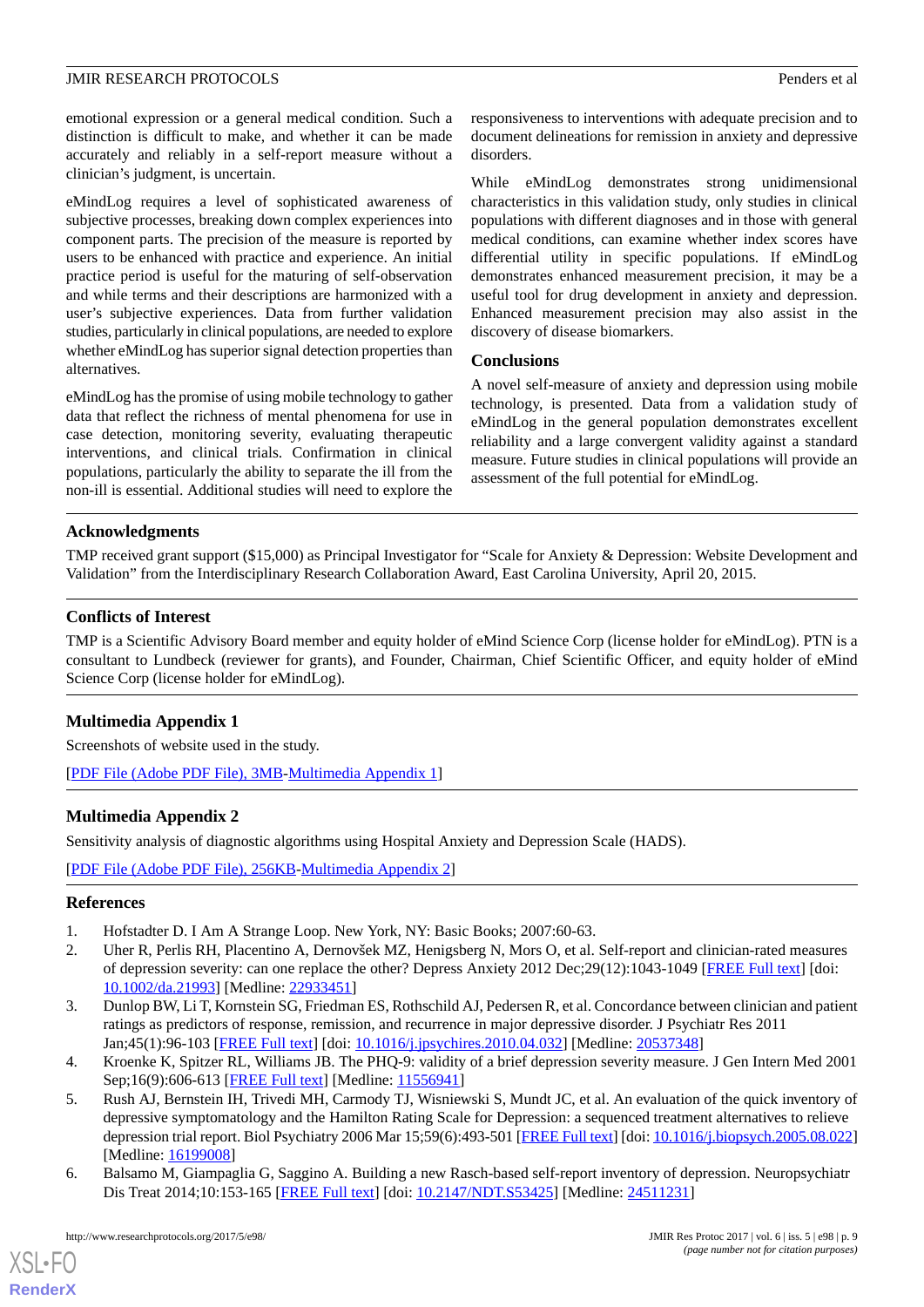emotional expression or a general medical condition. Such a distinction is difficult to make, and whether it can be made accurately and reliably in a self-report measure without a clinician's judgment, is uncertain.

eMindLog requires a level of sophisticated awareness of subjective processes, breaking down complex experiences into component parts. The precision of the measure is reported by users to be enhanced with practice and experience. An initial practice period is useful for the maturing of self-observation and while terms and their descriptions are harmonized with a user's subjective experiences. Data from further validation studies, particularly in clinical populations, are needed to explore whether eMindLog has superior signal detection properties than alternatives.

eMindLog has the promise of using mobile technology to gather data that reflect the richness of mental phenomena for use in case detection, monitoring severity, evaluating therapeutic interventions, and clinical trials. Confirmation in clinical populations, particularly the ability to separate the ill from the non-ill is essential. Additional studies will need to explore the responsiveness to interventions with adequate precision and to document delineations for remission in anxiety and depressive disorders.

While eMindLog demonstrates strong unidimensional characteristics in this validation study, only studies in clinical populations with different diagnoses and in those with general medical conditions, can examine whether index scores have differential utility in specific populations. If eMindLog demonstrates enhanced measurement precision, it may be a useful tool for drug development in anxiety and depression. Enhanced measurement precision may also assist in the discovery of disease biomarkers.

### Conclusions

A novel self-measure of anxiety and depression using mobile technology, is presented. Data from a validation study of eMindLog in the general population demonstrates excellent reliability and a large convergent validity against a standard measure. Future studies in clinical populations will provide an assessment of the full potential for eMindLog.

## Acknowledgments

TMP received grant support ($15,000) as Principal Investigator for "Scale for Anxiety & Depression: Website Development and Validation" from the Interdisciplinary Research Collaboration Award, East Carolina University, April 20, 2015.

## Conflicts of Interest

TMP is a Scientific Advisory Board member and equity holder of eMind Science Corp (license holder for eMindLog). PTN is a consultant to Lundbeck (reviewer for grants), and Founder, Chairman, Chief Scientific Officer, and equity holder of eMind Science Corp (license holder for eMindLog).

## Multimedia Appendix 1

Screenshots of website used in the study.

[PDF File (Adobe PDF File), 3MB-Multimedia Appendix 1]

## Multimedia Appendix 2

Sensitivity analysis of diagnostic algorithms using Hospital Anxiety and Depression Scale (HADS).

[PDF File (Adobe PDF File), 256KB-Multimedia Appendix 2]

## References

1. Hofstadter D. I Am A Strange Loop. New York, NY: Basic Books; 2007:60-63.
2. Uher R, Perlis RH, Placentino A, Dernovšek MZ, Henigsberg N, Mors O, et al. Self-report and clinician-rated measures of depression severity: can one replace the other? Depress Anxiety 2012 Dec;29(12):1043-1049 [FREE Full text] [doi: 10.1002/da.21993] [Medline: 22933451]
3. Dunlop BW, Li T, Kornstein SG, Friedman ES, Rothschild AJ, Pedersen R, et al. Concordance between clinician and patient ratings as predictors of response, remission, and recurrence in major depressive disorder. J Psychiatr Res 2011 Jan;45(1):96-103 [FREE Full text] [doi: 10.1016/j.jpsychires.2010.04.032] [Medline: 20537348]
4. Kroenke K, Spitzer RL, Williams JB. The PHQ-9: validity of a brief depression severity measure. J Gen Intern Med 2001 Sep;16(9):606-613 [FREE Full text] [Medline: 11556941]
5. Rush AJ, Bernstein IH, Trivedi MH, Carmody TJ, Wisniewski S, Mundt JC, et al. An evaluation of the quick inventory of depressive symptomatology and the Hamilton Rating Scale for Depression: a sequenced treatment alternatives to relieve depression trial report. Biol Psychiatry 2006 Mar 15;59(6):493-501 [FREE Full text] [doi: 10.1016/j.biopsych.2005.08.022] [Medline: 16199008]
6. Balsamo M, Giampaglia G, Saggino A. Building a new Rasch-based self-report inventory of depression. Neuropsychiatr Dis Treat 2014;10:153-165 [FREE Full text] [doi: 10.2147/NDT.S53425] [Medline: 24511231]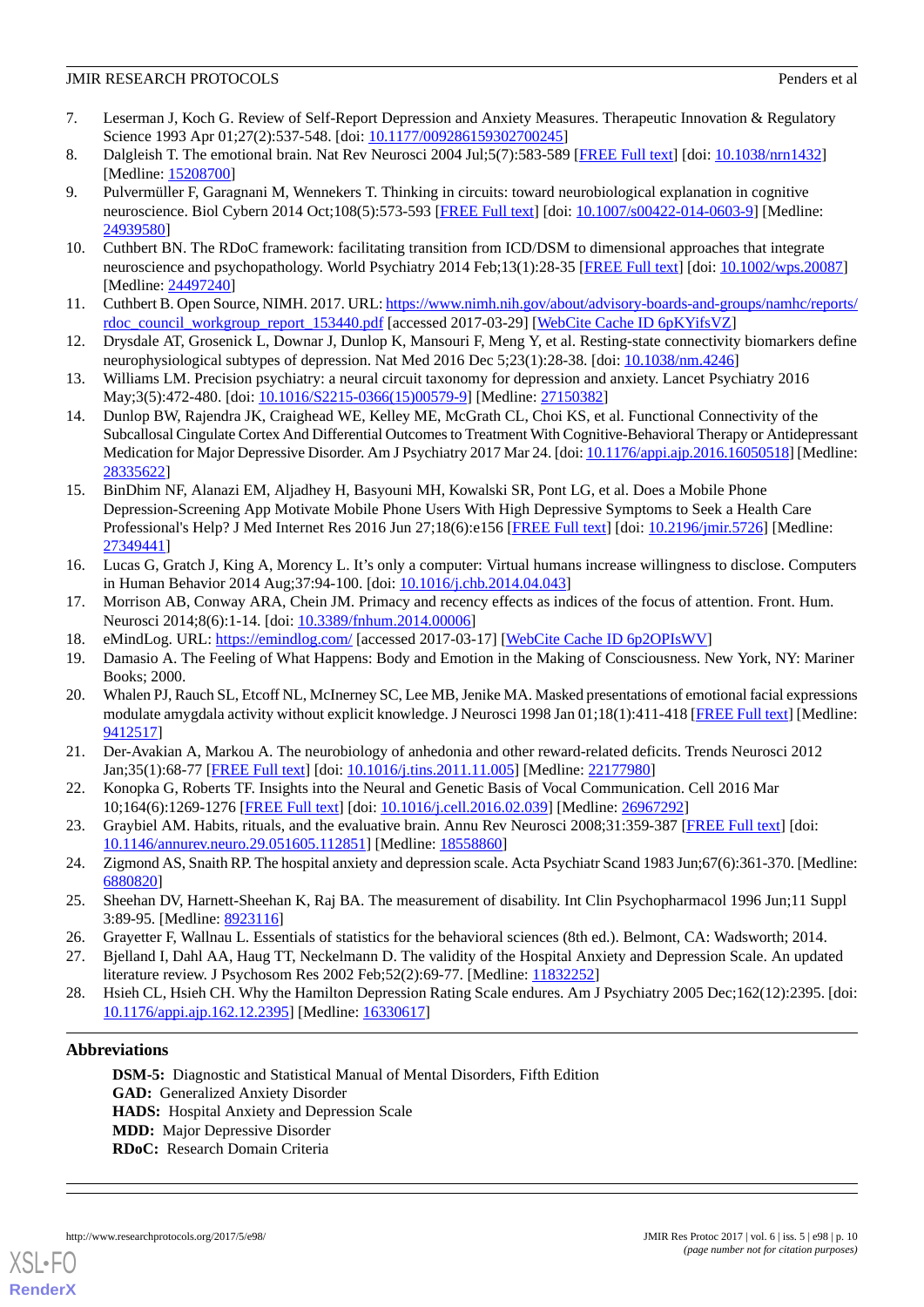7. Leserman J, Koch G. Review of Self-Report Depression and Anxiety Measures. Therapeutic Innovation & Regulatory Science 1993 Apr 01;27(2):537-548. [doi: 10.1177/009286159302700245]
8. Dalgleish T. The emotional brain. Nat Rev Neurosci 2004 Jul;5(7):583-589 [FREE Full text] [doi: 10.1038/nrn1432] [Medline: 15208700]
9. Pulvermüller F, Garagnani M, Wennekers T. Thinking in circuits: toward neurobiological explanation in cognitive neuroscience. Biol Cybern 2014 Oct;108(5):573-593 [FREE Full text] [doi: 10.1007/s00422-014-0603-9] [Medline: 24939580]
10. Cuthbert BN. The RDoC framework: facilitating transition from ICD/DSM to dimensional approaches that integrate neuroscience and psychopathology. World Psychiatry 2014 Feb;13(1):28-35 [FREE Full text] [doi: 10.1002/wps.20087] [Medline: 24497240]
11. Cuthbert B. Open Source, NIMH. 2017. URL: https://www.nimh.nih.gov/about/advisory-boards-and-groups/namhc/reports/rdoc_council_workgroup_report_153440.pdf [accessed 2017-03-29] [WebCite Cache ID 6pKYifsVZ]
12. Drysdale AT, Grosenick L, Downar J, Dunlop K, Mansouri F, Meng Y, et al. Resting-state connectivity biomarkers define neurophysiological subtypes of depression. Nat Med 2016 Dec 5;23(1):28-38. [doi: 10.1038/nm.4246]
13. Williams LM. Precision psychiatry: a neural circuit taxonomy for depression and anxiety. Lancet Psychiatry 2016 May;3(5):472-480. [doi: 10.1016/S2215-0366(15)00579-9] [Medline: 27150382]
14. Dunlop BW, Rajendra JK, Craighead WE, Kelley ME, McGrath CL, Choi KS, et al. Functional Connectivity of the Subcallosal Cingulate Cortex And Differential Outcomes to Treatment With Cognitive-Behavioral Therapy or Antidepressant Medication for Major Depressive Disorder. Am J Psychiatry 2017 Mar 24. [doi: 10.1176/appi.ajp.2016.16050518] [Medline: 28335622]
15. BinDhim NF, Alanazi EM, Aljadhey H, Basyouni MH, Kowalski SR, Pont LG, et al. Does a Mobile Phone Depression-Screening App Motivate Mobile Phone Users With High Depressive Symptoms to Seek a Health Care Professional's Help? J Med Internet Res 2016 Jun 27;18(6):e156 [FREE Full text] [doi: 10.2196/jmir.5726] [Medline: 27349441]
16. Lucas G, Gratch J, King A, Morency L. It's only a computer: Virtual humans increase willingness to disclose. Computers in Human Behavior 2014 Aug;37:94-100. [doi: 10.1016/j.chb.2014.04.043]
17. Morrison AB, Conway ARA, Chein JM. Primacy and recency effects as indices of the focus of attention. Front. Hum. Neurosci 2014;8(6):1-14. [doi: 10.3389/fnhum.2014.00006]
18. eMindLog. URL: https://emindlog.com/ [accessed 2017-03-17] [WebCite Cache ID 6p2OPIsWV]
19. Damasio A. The Feeling of What Happens: Body and Emotion in the Making of Consciousness. New York, NY: Mariner Books; 2000.
20. Whalen PJ, Rauch SL, Etcoff NL, McInerney SC, Lee MB, Jenike MA. Masked presentations of emotional facial expressions modulate amygdala activity without explicit knowledge. J Neurosci 1998 Jan 01;18(1):411-418 [FREE Full text] [Medline: 9412517]
21. Der-Avakian A, Markou A. The neurobiology of anhedonia and other reward-related deficits. Trends Neurosci 2012 Jan;35(1):68-77 [FREE Full text] [doi: 10.1016/j.tins.2011.11.005] [Medline: 22177980]
22. Konopka G, Roberts TF. Insights into the Neural and Genetic Basis of Vocal Communication. Cell 2016 Mar 10;164(6):1269-1276 [FREE Full text] [doi: 10.1016/j.cell.2016.02.039] [Medline: 26967292]
23. Graybiel AM. Habits, rituals, and the evaluative brain. Annu Rev Neurosci 2008;31:359-387 [FREE Full text] [doi: 10.1146/annurev.neuro.29.051605.112851] [Medline: 18558860]
24. Zigmond AS, Snaith RP. The hospital anxiety and depression scale. Acta Psychiatr Scand 1983 Jun;67(6):361-370. [Medline: 6880820]
25. Sheehan DV, Harnett-Sheehan K, Raj BA. The measurement of disability. Int Clin Psychopharmacol 1996 Jun;11 Suppl 3:89-95. [Medline: 8923116]
26. Grayetter F, Wallnau L. Essentials of statistics for the behavioral sciences (8th ed.). Belmont, CA: Wadsworth; 2014.
27. Bjelland I, Dahl AA, Haug TT, Neckelmann D. The validity of the Hospital Anxiety and Depression Scale. An updated literature review. J Psychosom Res 2002 Feb;52(2):69-77. [Medline: 11832252]
28. Hsieh CL, Hsieh CH. Why the Hamilton Depression Rating Scale endures. Am J Psychiatry 2005 Dec;162(12):2395. [doi: 10.1176/appi.ajp.162.12.2395] [Medline: 16330617]

## Abbreviations

**DSM-5:** Diagnostic and Statistical Manual of Mental Disorders, Fifth Edition
**GAD:** Generalized Anxiety Disorder
**HADS:** Hospital Anxiety and Depression Scale
**MDD:** Major Depressive Disorder
**RDoC:** Research Domain Criteria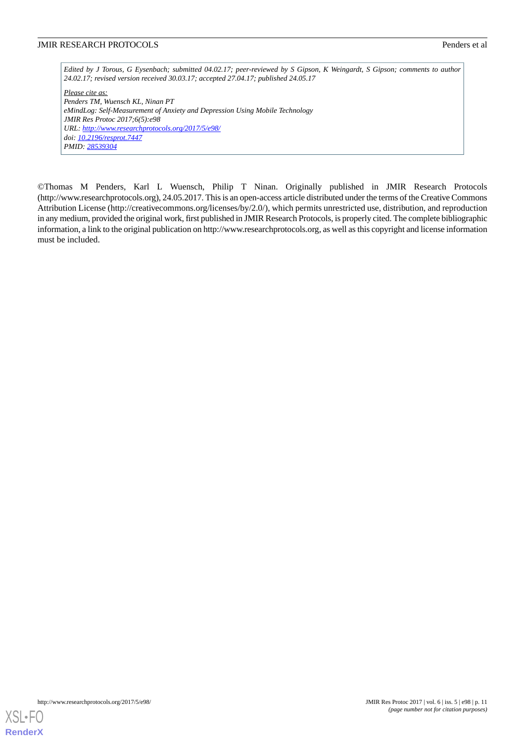*Edited by J Torous, G Eysenbach; submitted 04.02.17; peer-reviewed by S Gipson, K Weingardt, S Gipson; comments to author 24.02.17; revised version received 30.03.17; accepted 27.04.17; published 24.05.17*

*Please cite as:*
*Penders TM, Wuensch KL, Ninan PT*
*eMindLog: Self-Measurement of Anxiety and Depression Using Mobile Technology*
*JMIR Res Protoc 2017;6(5):e98*
*URL: http://www.researchprotocols.org/2017/5/e98/*
*doi: 10.2196/resprot.7447*
*PMID: 28539304*

©Thomas M Penders, Karl L Wuensch, Philip T Ninan. Originally published in JMIR Research Protocols (http://www.researchprotocols.org), 24.05.2017. This is an open-access article distributed under the terms of the Creative Commons Attribution License (http://creativecommons.org/licenses/by/2.0/), which permits unrestricted use, distribution, and reproduction in any medium, provided the original work, first published in JMIR Research Protocols, is properly cited. The complete bibliographic information, a link to the original publication on http://www.researchprotocols.org, as well as this copyright and license information must be included.